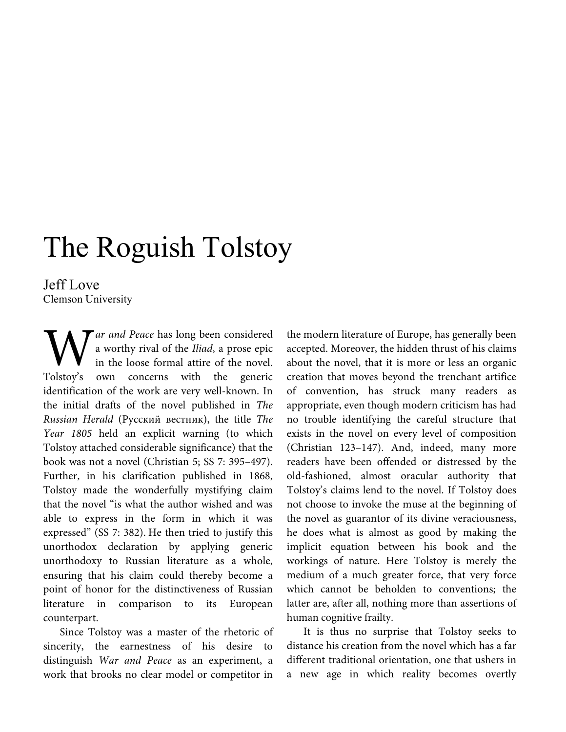// The Roguish Tolstoy

Jeff Love
Clemson University

*War and Peace* has long been considered a worthy rival of the *Iliad*, a prose epic in the loose formal attire of the novel. Tolstoy's own concerns with the generic identification of the work are very well-known. In the initial drafts of the novel published in *The Russian Herald* (Русский вестник), the title *The Year 1805* held an explicit warning (to which Tolstoy attached considerable significance) that the book was not a novel (Christian 5; SS 7: 395–497). Further, in his clarification published in 1868, Tolstoy made the wonderfully mystifying claim that the novel "is what the author wished and was able to express in the form in which it was expressed" (SS 7: 382). He then tried to justify this unorthodox declaration by applying generic unorthodoxy to Russian literature as a whole, ensuring that his claim could thereby become a point of honor for the distinctiveness of Russian literature in comparison to its European counterpart.

Since Tolstoy was a master of the rhetoric of sincerity, the earnestness of his desire to distinguish *War and Peace* as an experiment, a work that brooks no clear model or competitor in the modern literature of Europe, has generally been accepted. Moreover, the hidden thrust of his claims about the novel, that it is more or less an organic creation that moves beyond the trenchant artifice of convention, has struck many readers as appropriate, even though modern criticism has had no trouble identifying the careful structure that exists in the novel on every level of composition (Christian 123–147). And, indeed, many more readers have been offended or distressed by the old-fashioned, almost oracular authority that Tolstoy's claims lend to the novel. If Tolstoy does not choose to invoke the muse at the beginning of the novel as guarantor of its divine veraciousness, he does what is almost as good by making the implicit equation between his book and the workings of nature. Here Tolstoy is merely the medium of a much greater force, that very force which cannot be beholden to conventions; the latter are, after all, nothing more than assertions of human cognitive frailty.

It is thus no surprise that Tolstoy seeks to distance his creation from the novel which has a far different traditional orientation, one that ushers in a new age in which reality becomes overtly

# The Roguish Tolstoy

Jeff Love
Clemson University

*War and Peace* has long been considered a worthy rival of the *Iliad*, a prose epic in the loose formal attire of the novel. Tolstoy's own concerns with the generic identification of the work are very well-known. In the initial drafts of the novel published in *The Russian Herald* (Русский вестник), the title *The Year 1805* held an explicit warning (to which Tolstoy attached considerable significance) that the book was not a novel (Christian 5; SS 7: 395–497). Further, in his clarification published in 1868, Tolstoy made the wonderfully mystifying claim that the novel "is what the author wished and was able to express in the form in which it was expressed" (SS 7: 382). He then tried to justify this unorthodox declaration by applying generic unorthodoxy to Russian literature as a whole, ensuring that his claim could thereby become a point of honor for the distinctiveness of Russian literature in comparison to its European counterpart.

Since Tolstoy was a master of the rhetoric of sincerity, the earnestness of his desire to distinguish *War and Peace* as an experiment, a work that brooks no clear model or competitor in the modern literature of Europe, has generally been accepted. Moreover, the hidden thrust of his claims about the novel, that it is more or less an organic creation that moves beyond the trenchant artifice of convention, has struck many readers as appropriate, even though modern criticism has had no trouble identifying the careful structure that exists in the novel on every level of composition (Christian 123–147). And, indeed, many more readers have been offended or distressed by the old-fashioned, almost oracular authority that Tolstoy's claims lend to the novel. If Tolstoy does not choose to invoke the muse at the beginning of the novel as guarantor of its divine veraciousness, he does what is almost as good by making the implicit equation between his book and the workings of nature. Here Tolstoy is merely the medium of a much greater force, that very force which cannot be beholden to conventions; the latter are, after all, nothing more than assertions of human cognitive frailty.

It is thus no surprise that Tolstoy seeks to distance his creation from the novel which has a far different traditional orientation, one that ushers in a new age in which reality becomes overtly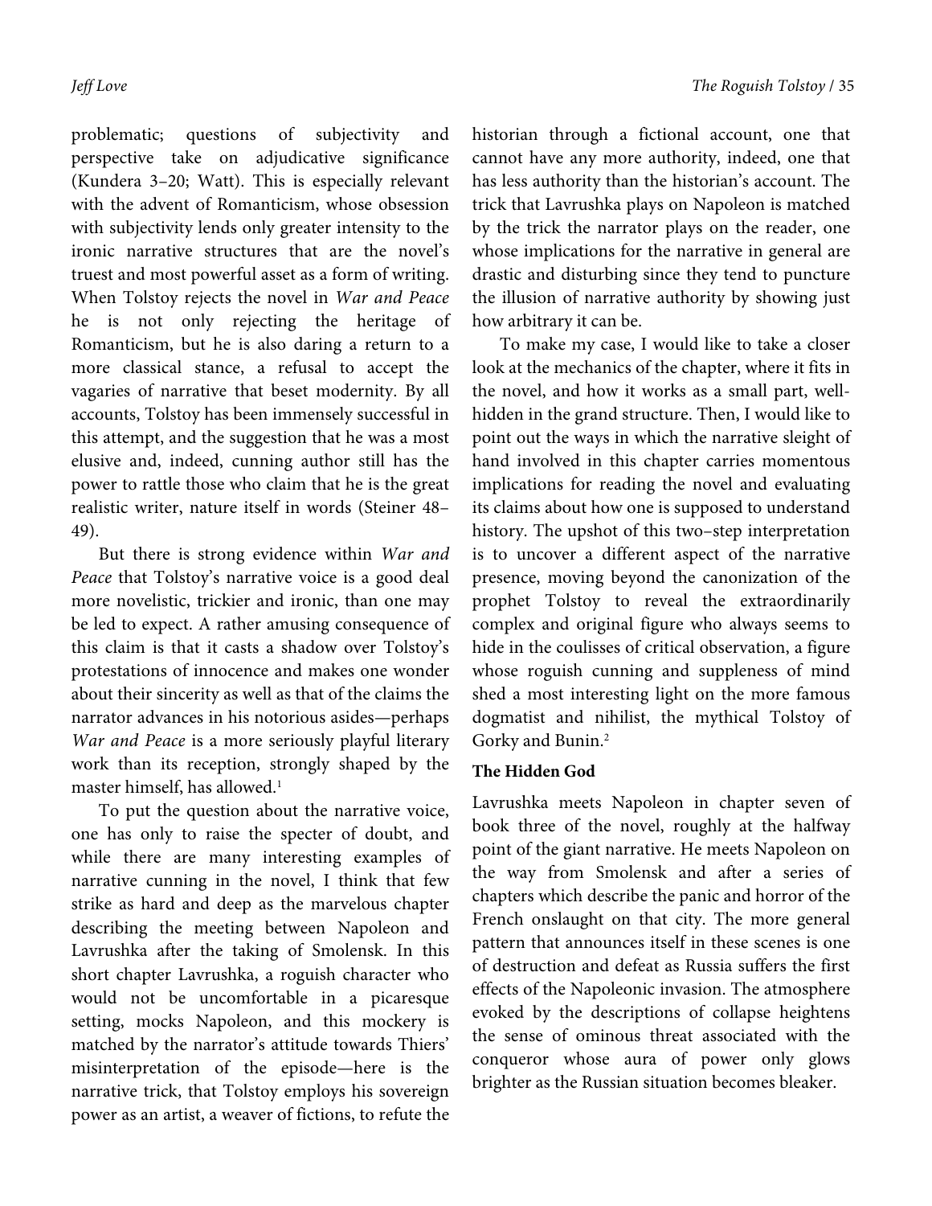problematic; questions of subjectivity and perspective take on adjudicative significance (Kundera 3–20; Watt). This is especially relevant with the advent of Romanticism, whose obsession with subjectivity lends only greater intensity to the ironic narrative structures that are the novel's truest and most powerful asset as a form of writing. When Tolstoy rejects the novel in *War and Peace* he is not only rejecting the heritage of Romanticism, but he is also daring a return to a more classical stance, a refusal to accept the vagaries of narrative that beset modernity. By all accounts, Tolstoy has been immensely successful in this attempt, and the suggestion that he was a most elusive and, indeed, cunning author still has the power to rattle those who claim that he is the great realistic writer, nature itself in words (Steiner 48–49).

But there is strong evidence within *War and Peace* that Tolstoy's narrative voice is a good deal more novelistic, trickier and ironic, than one may be led to expect. A rather amusing consequence of this claim is that it casts a shadow over Tolstoy's protestations of innocence and makes one wonder about their sincerity as well as that of the claims the narrator advances in his notorious asides—perhaps *War and Peace* is a more seriously playful literary work than its reception, strongly shaped by the master himself, has allowed.[1]

To put the question about the narrative voice, one has only to raise the specter of doubt, and while there are many interesting examples of narrative cunning in the novel, I think that few strike as hard and deep as the marvelous chapter describing the meeting between Napoleon and Lavrushka after the taking of Smolensk. In this short chapter Lavrushka, a roguish character who would not be uncomfortable in a picaresque setting, mocks Napoleon, and this mockery is matched by the narrator's attitude towards Thiers' misinterpretation of the episode—here is the narrative trick, that Tolstoy employs his sovereign power as an artist, a weaver of fictions, to refute the historian through a fictional account, one that cannot have any more authority, indeed, one that has less authority than the historian's account. The trick that Lavrushka plays on Napoleon is matched by the trick the narrator plays on the reader, one whose implications for the narrative in general are drastic and disturbing since they tend to puncture the illusion of narrative authority by showing just how arbitrary it can be.

To make my case, I would like to take a closer look at the mechanics of the chapter, where it fits in the novel, and how it works as a small part, well-hidden in the grand structure. Then, I would like to point out the ways in which the narrative sleight of hand involved in this chapter carries momentous implications for reading the novel and evaluating its claims about how one is supposed to understand history. The upshot of this two–step interpretation is to uncover a different aspect of the narrative presence, moving beyond the canonization of the prophet Tolstoy to reveal the extraordinarily complex and original figure who always seems to hide in the coulisses of critical observation, a figure whose roguish cunning and suppleness of mind shed a most interesting light on the more famous dogmatist and nihilist, the mythical Tolstoy of Gorky and Bunin.[2]

**The Hidden God**

Lavrushka meets Napoleon in chapter seven of book three of the novel, roughly at the halfway point of the giant narrative. He meets Napoleon on the way from Smolensk and after a series of chapters which describe the panic and horror of the French onslaught on that city. The more general pattern that announces itself in these scenes is one of destruction and defeat as Russia suffers the first effects of the Napoleonic invasion. The atmosphere evoked by the descriptions of collapse heightens the sense of ominous threat associated with the conqueror whose aura of power only glows brighter as the Russian situation becomes bleaker.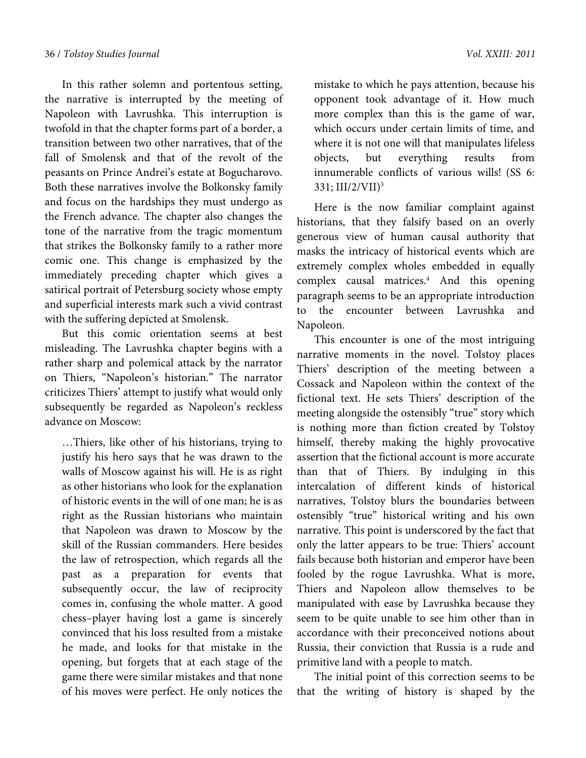In this rather solemn and portentous setting, the narrative is interrupted by the meeting of Napoleon with Lavrushka. This interruption is twofold in that the chapter forms part of a border, a transition between two other narratives, that of the fall of Smolensk and that of the revolt of the peasants on Prince Andrei's estate at Bogucharovo. Both these narratives involve the Bolkonsky family and focus on the hardships they must undergo as the French advance. The chapter also changes the tone of the narrative from the tragic momentum that strikes the Bolkonsky family to a rather more comic one. This change is emphasized by the immediately preceding chapter which gives a satirical portrait of Petersburg society whose empty and superficial interests mark such a vivid contrast with the suffering depicted at Smolensk.

But this comic orientation seems at best misleading. The Lavrushka chapter begins with a rather sharp and polemical attack by the narrator on Thiers, "Napoleon's historian." The narrator criticizes Thiers' attempt to justify what would only subsequently be regarded as Napoleon's reckless advance on Moscow:

> …Thiers, like other of his historians, trying to justify his hero says that he was drawn to the walls of Moscow against his will. He is as right as other historians who look for the explanation of historic events in the will of one man; he is as right as the Russian historians who maintain that Napoleon was drawn to Moscow by the skill of the Russian commanders. Here besides the law of retrospection, which regards all the past as a preparation for events that subsequently occur, the law of reciprocity comes in, confusing the whole matter. A good chess–player having lost a game is sincerely convinced that his loss resulted from a mistake he made, and looks for that mistake in the opening, but forgets that at each stage of the game there were similar mistakes and that none of his moves were perfect. He only notices the mistake to which he pays attention, because his opponent took advantage of it. How much more complex than this is the game of war, which occurs under certain limits of time, and where it is not one will that manipulates lifeless objects, but everything results from innumerable conflicts of various wills! (SS 6: 331; III/2/VII)[3]

Here is the now familiar complaint against historians, that they falsify based on an overly generous view of human causal authority that masks the intricacy of historical events which are extremely complex wholes embedded in equally complex causal matrices.[4] And this opening paragraph seems to be an appropriate introduction to the encounter between Lavrushka and Napoleon.

This encounter is one of the most intriguing narrative moments in the novel. Tolstoy places Thiers' description of the meeting between a Cossack and Napoleon within the context of the fictional text. He sets Thiers' description of the meeting alongside the ostensibly "true" story which is nothing more than fiction created by Tolstoy himself, thereby making the highly provocative assertion that the fictional account is more accurate than that of Thiers. By indulging in this intercalation of different kinds of historical narratives, Tolstoy blurs the boundaries between ostensibly "true" historical writing and his own narrative. This point is underscored by the fact that only the latter appears to be true: Thiers' account fails because both historian and emperor have been fooled by the rogue Lavrushka. What is more, Thiers and Napoleon allow themselves to be manipulated with ease by Lavrushka because they seem to be quite unable to see him other than in accordance with their preconceived notions about Russia, their conviction that Russia is a rude and primitive land with a people to match.

The initial point of this correction seems to be that the writing of history is shaped by the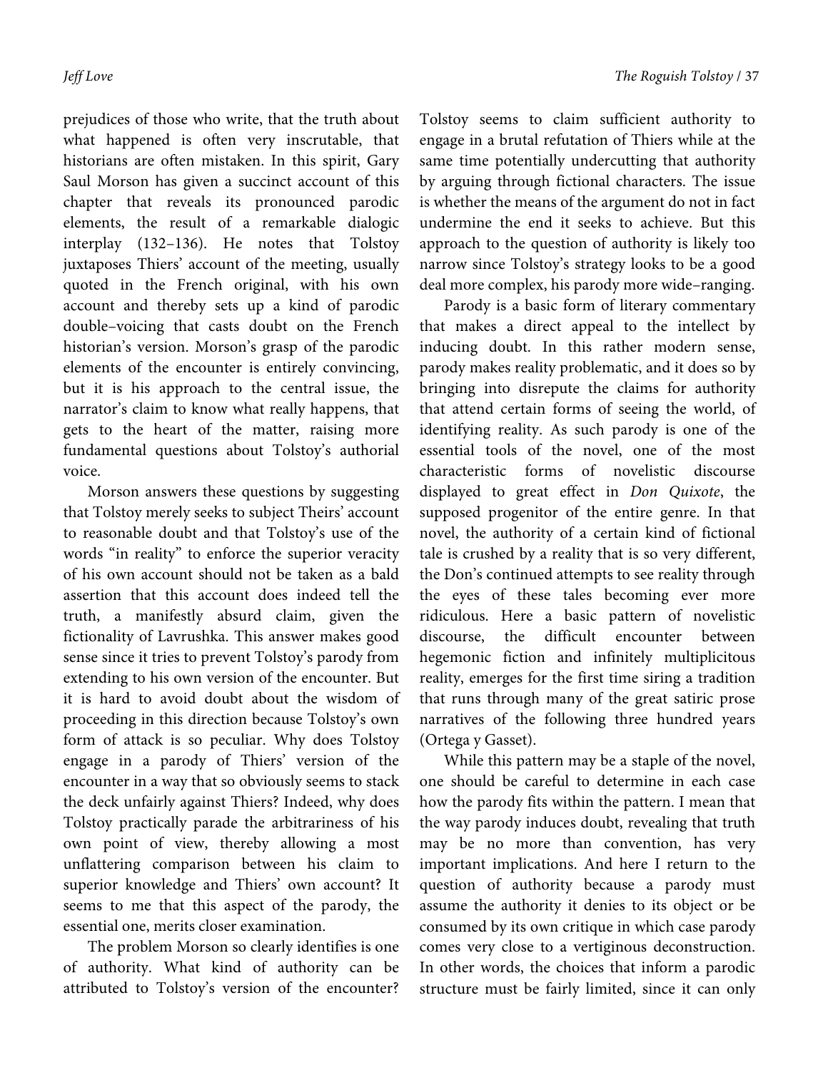prejudices of those who write, that the truth about what happened is often very inscrutable, that historians are often mistaken. In this spirit, Gary Saul Morson has given a succinct account of this chapter that reveals its pronounced parodic elements, the result of a remarkable dialogic interplay (132–136). He notes that Tolstoy juxtaposes Thiers' account of the meeting, usually quoted in the French original, with his own account and thereby sets up a kind of parodic double–voicing that casts doubt on the French historian's version. Morson's grasp of the parodic elements of the encounter is entirely convincing, but it is his approach to the central issue, the narrator's claim to know what really happens, that gets to the heart of the matter, raising more fundamental questions about Tolstoy's authorial voice.

Morson answers these questions by suggesting that Tolstoy merely seeks to subject Theirs' account to reasonable doubt and that Tolstoy's use of the words "in reality" to enforce the superior veracity of his own account should not be taken as a bald assertion that this account does indeed tell the truth, a manifestly absurd claim, given the fictionality of Lavrushka. This answer makes good sense since it tries to prevent Tolstoy's parody from extending to his own version of the encounter. But it is hard to avoid doubt about the wisdom of proceeding in this direction because Tolstoy's own form of attack is so peculiar. Why does Tolstoy engage in a parody of Thiers' version of the encounter in a way that so obviously seems to stack the deck unfairly against Thiers? Indeed, why does Tolstoy practically parade the arbitrariness of his own point of view, thereby allowing a most unflattering comparison between his claim to superior knowledge and Thiers' own account? It seems to me that this aspect of the parody, the essential one, merits closer examination.

The problem Morson so clearly identifies is one of authority. What kind of authority can be attributed to Tolstoy's version of the encounter? Tolstoy seems to claim sufficient authority to engage in a brutal refutation of Thiers while at the same time potentially undercutting that authority by arguing through fictional characters. The issue is whether the means of the argument do not in fact undermine the end it seeks to achieve. But this approach to the question of authority is likely too narrow since Tolstoy's strategy looks to be a good deal more complex, his parody more wide–ranging.

Parody is a basic form of literary commentary that makes a direct appeal to the intellect by inducing doubt. In this rather modern sense, parody makes reality problematic, and it does so by bringing into disrepute the claims for authority that attend certain forms of seeing the world, of identifying reality. As such parody is one of the essential tools of the novel, one of the most characteristic forms of novelistic discourse displayed to great effect in *Don Quixote*, the supposed progenitor of the entire genre. In that novel, the authority of a certain kind of fictional tale is crushed by a reality that is so very different, the Don's continued attempts to see reality through the eyes of these tales becoming ever more ridiculous. Here a basic pattern of novelistic discourse, the difficult encounter between hegemonic fiction and infinitely multiplicitous reality, emerges for the first time siring a tradition that runs through many of the great satiric prose narratives of the following three hundred years (Ortega y Gasset).

While this pattern may be a staple of the novel, one should be careful to determine in each case how the parody fits within the pattern. I mean that the way parody induces doubt, revealing that truth may be no more than convention, has very important implications. And here I return to the question of authority because a parody must assume the authority it denies to its object or be consumed by its own critique in which case parody comes very close to a vertiginous deconstruction. In other words, the choices that inform a parodic structure must be fairly limited, since it can only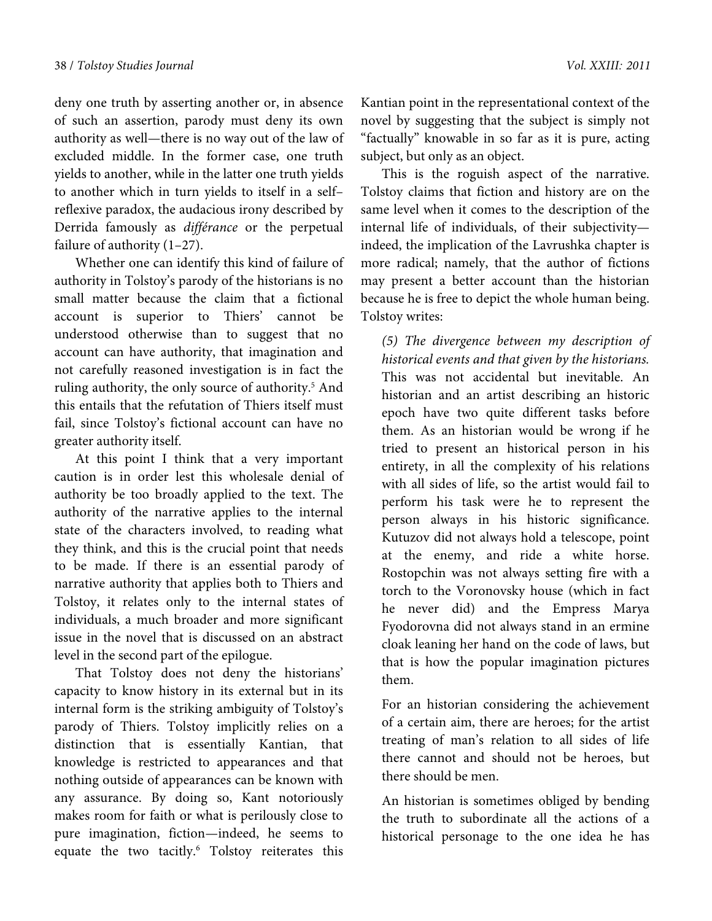deny one truth by asserting another or, in absence of such an assertion, parody must deny its own authority as well—there is no way out of the law of excluded middle. In the former case, one truth yields to another, while in the latter one truth yields to another which in turn yields to itself in a self–reflexive paradox, the audacious irony described by Derrida famously as *différance* or the perpetual failure of authority (1–27).

Whether one can identify this kind of failure of authority in Tolstoy's parody of the historians is no small matter because the claim that a fictional account is superior to Thiers' cannot be understood otherwise than to suggest that no account can have authority, that imagination and not carefully reasoned investigation is in fact the ruling authority, the only source of authority.[5] And this entails that the refutation of Thiers itself must fail, since Tolstoy's fictional account can have no greater authority itself.

At this point I think that a very important caution is in order lest this wholesale denial of authority be too broadly applied to the text. The authority of the narrative applies to the internal state of the characters involved, to reading what they think, and this is the crucial point that needs to be made. If there is an essential parody of narrative authority that applies both to Thiers and Tolstoy, it relates only to the internal states of individuals, a much broader and more significant issue in the novel that is discussed on an abstract level in the second part of the epilogue.

That Tolstoy does not deny the historians' capacity to know history in its external but in its internal form is the striking ambiguity of Tolstoy's parody of Thiers. Tolstoy implicitly relies on a distinction that is essentially Kantian, that knowledge is restricted to appearances and that nothing outside of appearances can be known with any assurance. By doing so, Kant notoriously makes room for faith or what is perilously close to pure imagination, fiction—indeed, he seems to equate the two tacitly.[6] Tolstoy reiterates this Kantian point in the representational context of the novel by suggesting that the subject is simply not "factually" knowable in so far as it is pure, acting subject, but only as an object.

This is the roguish aspect of the narrative. Tolstoy claims that fiction and history are on the same level when it comes to the description of the internal life of individuals, of their subjectivity—indeed, the implication of the Lavrushka chapter is more radical; namely, that the author of fictions may present a better account than the historian because he is free to depict the whole human being. Tolstoy writes:

> *(5) The divergence between my description of historical events and that given by the historians.* This was not accidental but inevitable. An historian and an artist describing an historic epoch have two quite different tasks before them. As an historian would be wrong if he tried to present an historical person in his entirety, in all the complexity of his relations with all sides of life, so the artist would fail to perform his task were he to represent the person always in his historic significance. Kutuzov did not always hold a telescope, point at the enemy, and ride a white horse. Rostopchin was not always setting fire with a torch to the Voronovsky house (which in fact he never did) and the Empress Marya Fyodorovna did not always stand in an ermine cloak leaning her hand on the code of laws, but that is how the popular imagination pictures them.
>
> For an historian considering the achievement of a certain aim, there are heroes; for the artist treating of man's relation to all sides of life there cannot and should not be heroes, but there should be men.
>
> An historian is sometimes obliged by bending the truth to subordinate all the actions of a historical personage to the one idea he has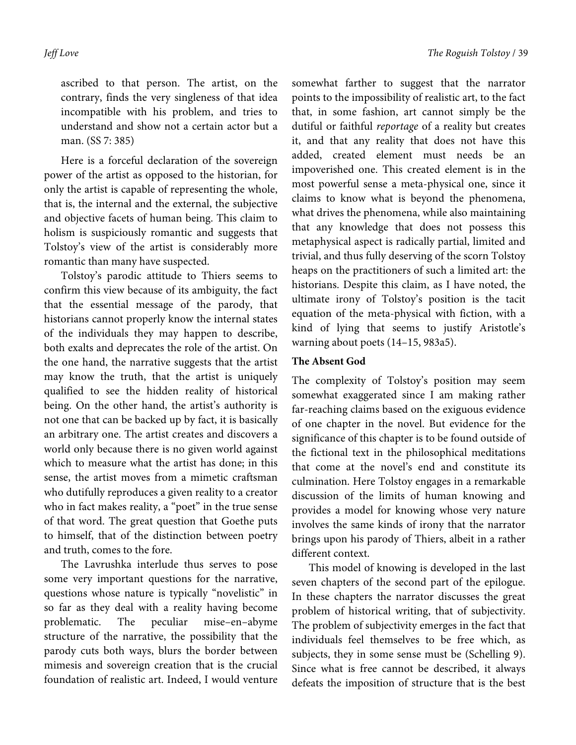ascribed to that person. The artist, on the contrary, finds the very singleness of that idea incompatible with his problem, and tries to understand and show not a certain actor but a man. (SS 7: 385)

Here is a forceful declaration of the sovereign power of the artist as opposed to the historian, for only the artist is capable of representing the whole, that is, the internal and the external, the subjective and objective facets of human being. This claim to holism is suspiciously romantic and suggests that Tolstoy's view of the artist is considerably more romantic than many have suspected.

Tolstoy's parodic attitude to Thiers seems to confirm this view because of its ambiguity, the fact that the essential message of the parody, that historians cannot properly know the internal states of the individuals they may happen to describe, both exalts and deprecates the role of the artist. On the one hand, the narrative suggests that the artist may know the truth, that the artist is uniquely qualified to see the hidden reality of historical being. On the other hand, the artist's authority is not one that can be backed up by fact, it is basically an arbitrary one. The artist creates and discovers a world only because there is no given world against which to measure what the artist has done; in this sense, the artist moves from a mimetic craftsman who dutifully reproduces a given reality to a creator who in fact makes reality, a "poet" in the true sense of that word. The great question that Goethe puts to himself, that of the distinction between poetry and truth, comes to the fore.

The Lavrushka interlude thus serves to pose some very important questions for the narrative, questions whose nature is typically "novelistic" in so far as they deal with a reality having become problematic. The peculiar mise–en–abyme structure of the narrative, the possibility that the parody cuts both ways, blurs the border between mimesis and sovereign creation that is the crucial foundation of realistic art. Indeed, I would venture somewhat farther to suggest that the narrator points to the impossibility of realistic art, to the fact that, in some fashion, art cannot simply be the dutiful or faithful *reportage* of a reality but creates it, and that any reality that does not have this added, created element must needs be an impoverished one. This created element is in the most powerful sense a meta-physical one, since it claims to know what is beyond the phenomena, what drives the phenomena, while also maintaining that any knowledge that does not possess this metaphysical aspect is radically partial, limited and trivial, and thus fully deserving of the scorn Tolstoy heaps on the practitioners of such a limited art: the historians. Despite this claim, as I have noted, the ultimate irony of Tolstoy's position is the tacit equation of the meta-physical with fiction, with a kind of lying that seems to justify Aristotle's warning about poets (14–15, 983a5).

**The Absent God**

The complexity of Tolstoy's position may seem somewhat exaggerated since I am making rather far-reaching claims based on the exiguous evidence of one chapter in the novel. But evidence for the significance of this chapter is to be found outside of the fictional text in the philosophical meditations that come at the novel's end and constitute its culmination. Here Tolstoy engages in a remarkable discussion of the limits of human knowing and provides a model for knowing whose very nature involves the same kinds of irony that the narrator brings upon his parody of Thiers, albeit in a rather different context.

This model of knowing is developed in the last seven chapters of the second part of the epilogue. In these chapters the narrator discusses the great problem of historical writing, that of subjectivity. The problem of subjectivity emerges in the fact that individuals feel themselves to be free which, as subjects, they in some sense must be (Schelling 9). Since what is free cannot be described, it always defeats the imposition of structure that is the best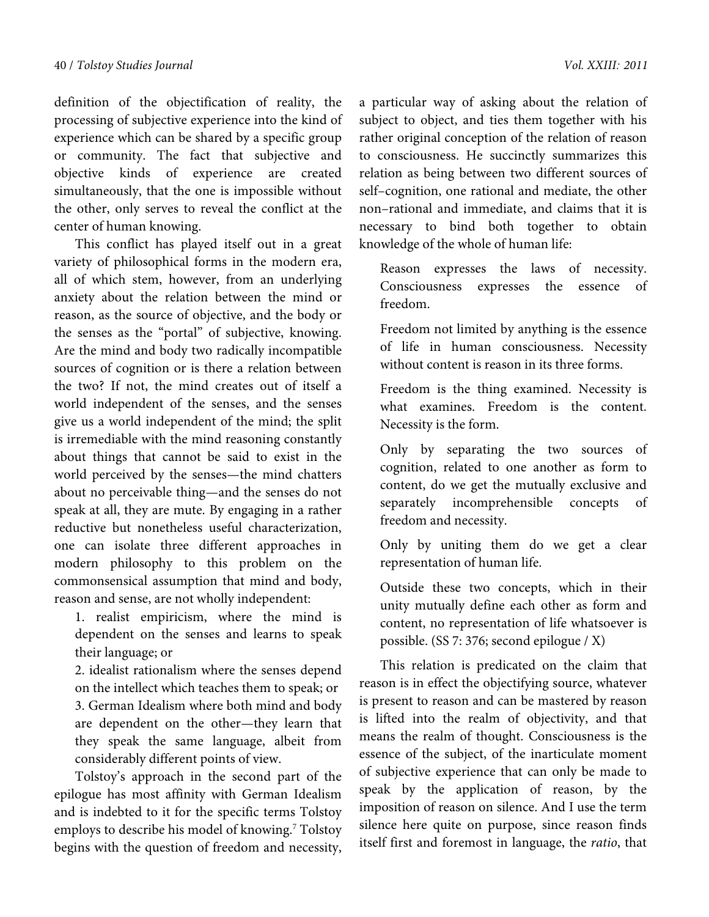definition of the objectification of reality, the processing of subjective experience into the kind of experience which can be shared by a specific group or community. The fact that subjective and objective kinds of experience are created simultaneously, that the one is impossible without the other, only serves to reveal the conflict at the center of human knowing.

This conflict has played itself out in a great variety of philosophical forms in the modern era, all of which stem, however, from an underlying anxiety about the relation between the mind or reason, as the source of objective, and the body or the senses as the "portal" of subjective, knowing. Are the mind and body two radically incompatible sources of cognition or is there a relation between the two? If not, the mind creates out of itself a world independent of the senses, and the senses give us a world independent of the mind; the split is irremediable with the mind reasoning constantly about things that cannot be said to exist in the world perceived by the senses—the mind chatters about no perceivable thing—and the senses do not speak at all, they are mute. By engaging in a rather reductive but nonetheless useful characterization, one can isolate three different approaches in modern philosophy to this problem on the commonsensical assumption that mind and body, reason and sense, are not wholly independent:

1. realist empiricism, where the mind is dependent on the senses and learns to speak their language; or
2. idealist rationalism where the senses depend on the intellect which teaches them to speak; or
3. German Idealism where both mind and body are dependent on the other—they learn that they speak the same language, albeit from considerably different points of view.

Tolstoy's approach in the second part of the epilogue has most affinity with German Idealism and is indebted to it for the specific terms Tolstoy employs to describe his model of knowing.[7] Tolstoy begins with the question of freedom and necessity, a particular way of asking about the relation of subject to object, and ties them together with his rather original conception of the relation of reason to consciousness. He succinctly summarizes this relation as being between two different sources of self–cognition, one rational and mediate, the other non–rational and immediate, and claims that it is necessary to bind both together to obtain knowledge of the whole of human life:

> Reason expresses the laws of necessity. Consciousness expresses the essence of freedom.
>
> Freedom not limited by anything is the essence of life in human consciousness. Necessity without content is reason in its three forms.
>
> Freedom is the thing examined. Necessity is what examines. Freedom is the content. Necessity is the form.
>
> Only by separating the two sources of cognition, related to one another as form to content, do we get the mutually exclusive and separately incomprehensible concepts of freedom and necessity.
>
> Only by uniting them do we get a clear representation of human life.
>
> Outside these two concepts, which in their unity mutually define each other as form and content, no representation of life whatsoever is possible. (SS 7: 376; second epilogue / X)

This relation is predicated on the claim that reason is in effect the objectifying source, whatever is present to reason and can be mastered by reason is lifted into the realm of objectivity, and that means the realm of thought. Consciousness is the essence of the subject, of the inarticulate moment of subjective experience that can only be made to speak by the application of reason, by the imposition of reason on silence. And I use the term silence here quite on purpose, since reason finds itself first and foremost in language, the *ratio*, that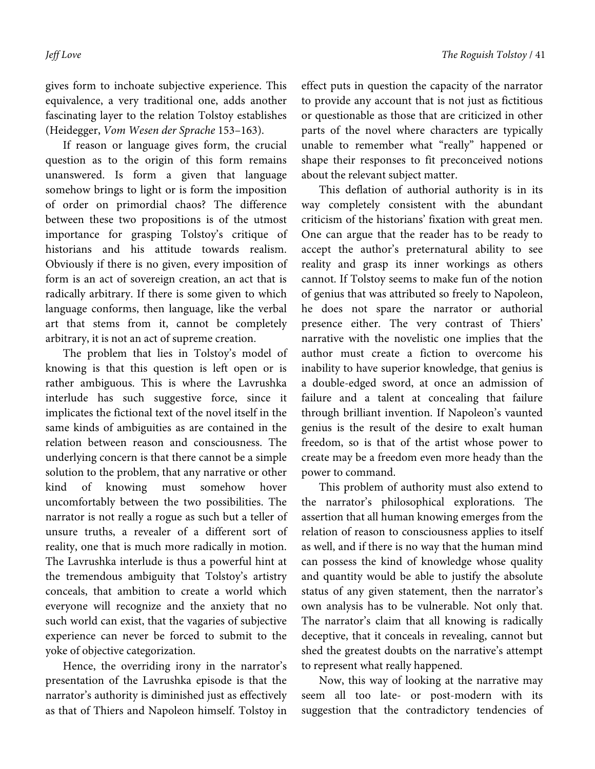gives form to inchoate subjective experience. This equivalence, a very traditional one, adds another fascinating layer to the relation Tolstoy establishes (Heidegger, *Vom Wesen der Sprache* 153–163).

If reason or language gives form, the crucial question as to the origin of this form remains unanswered. Is form a given that language somehow brings to light or is form the imposition of order on primordial chaos? The difference between these two propositions is of the utmost importance for grasping Tolstoy's critique of historians and his attitude towards realism. Obviously if there is no given, every imposition of form is an act of sovereign creation, an act that is radically arbitrary. If there is some given to which language conforms, then language, like the verbal art that stems from it, cannot be completely arbitrary, it is not an act of supreme creation.

The problem that lies in Tolstoy's model of knowing is that this question is left open or is rather ambiguous. This is where the Lavrushka interlude has such suggestive force, since it implicates the fictional text of the novel itself in the same kinds of ambiguities as are contained in the relation between reason and consciousness. The underlying concern is that there cannot be a simple solution to the problem, that any narrative or other kind of knowing must somehow hover uncomfortably between the two possibilities. The narrator is not really a rogue as such but a teller of unsure truths, a revealer of a different sort of reality, one that is much more radically in motion. The Lavrushka interlude is thus a powerful hint at the tremendous ambiguity that Tolstoy's artistry conceals, that ambition to create a world which everyone will recognize and the anxiety that no such world can exist, that the vagaries of subjective experience can never be forced to submit to the yoke of objective categorization.

Hence, the overriding irony in the narrator's presentation of the Lavrushka episode is that the narrator's authority is diminished just as effectively as that of Thiers and Napoleon himself. Tolstoy in effect puts in question the capacity of the narrator to provide any account that is not just as fictitious or questionable as those that are criticized in other parts of the novel where characters are typically unable to remember what "really" happened or shape their responses to fit preconceived notions about the relevant subject matter.

This deflation of authorial authority is in its way completely consistent with the abundant criticism of the historians' fixation with great men. One can argue that the reader has to be ready to accept the author's preternatural ability to see reality and grasp its inner workings as others cannot. If Tolstoy seems to make fun of the notion of genius that was attributed so freely to Napoleon, he does not spare the narrator or authorial presence either. The very contrast of Thiers' narrative with the novelistic one implies that the author must create a fiction to overcome his inability to have superior knowledge, that genius is a double-edged sword, at once an admission of failure and a talent at concealing that failure through brilliant invention. If Napoleon's vaunted genius is the result of the desire to exalt human freedom, so is that of the artist whose power to create may be a freedom even more heady than the power to command.

This problem of authority must also extend to the narrator's philosophical explorations. The assertion that all human knowing emerges from the relation of reason to consciousness applies to itself as well, and if there is no way that the human mind can possess the kind of knowledge whose quality and quantity would be able to justify the absolute status of any given statement, then the narrator's own analysis has to be vulnerable. Not only that. The narrator's claim that all knowing is radically deceptive, that it conceals in revealing, cannot but shed the greatest doubts on the narrative's attempt to represent what really happened.

Now, this way of looking at the narrative may seem all too late- or post-modern with its suggestion that the contradictory tendencies of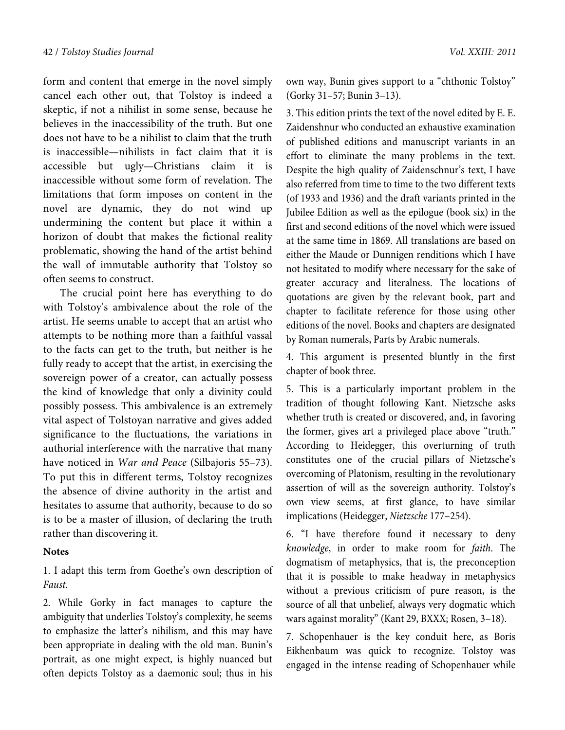form and content that emerge in the novel simply cancel each other out, that Tolstoy is indeed a skeptic, if not a nihilist in some sense, because he believes in the inaccessibility of the truth. But one does not have to be a nihilist to claim that the truth is inaccessible—nihilists in fact claim that it is accessible but ugly—Christians claim it is inaccessible without some form of revelation. The limitations that form imposes on content in the novel are dynamic, they do not wind up undermining the content but place it within a horizon of doubt that makes the fictional reality problematic, showing the hand of the artist behind the wall of immutable authority that Tolstoy so often seems to construct.

The crucial point here has everything to do with Tolstoy's ambivalence about the role of the artist. He seems unable to accept that an artist who attempts to be nothing more than a faithful vassal to the facts can get to the truth, but neither is he fully ready to accept that the artist, in exercising the sovereign power of a creator, can actually possess the kind of knowledge that only a divinity could possibly possess. This ambivalence is an extremely vital aspect of Tolstoyan narrative and gives added significance to the fluctuations, the variations in authorial interference with the narrative that many have noticed in *War and Peace* (Silbajoris 55–73). To put this in different terms, Tolstoy recognizes the absence of divine authority in the artist and hesitates to assume that authority, because to do so is to be a master of illusion, of declaring the truth rather than discovering it.

**Notes**

1. I adapt this term from Goethe's own description of *Faust*.

2. While Gorky in fact manages to capture the ambiguity that underlies Tolstoy's complexity, he seems to emphasize the latter's nihilism, and this may have been appropriate in dealing with the old man. Bunin's portrait, as one might expect, is highly nuanced but often depicts Tolstoy as a daemonic soul; thus in his own way, Bunin gives support to a "chthonic Tolstoy" (Gorky 31–57; Bunin 3–13).

3. This edition prints the text of the novel edited by E. E. Zaidenshnur who conducted an exhaustive examination of published editions and manuscript variants in an effort to eliminate the many problems in the text. Despite the high quality of Zaidenschnur's text, I have also referred from time to time to the two different texts (of 1933 and 1936) and the draft variants printed in the Jubilee Edition as well as the epilogue (book six) in the first and second editions of the novel which were issued at the same time in 1869. All translations are based on either the Maude or Dunnigen renditions which I have not hesitated to modify where necessary for the sake of greater accuracy and literalness. The locations of quotations are given by the relevant book, part and chapter to facilitate reference for those using other editions of the novel. Books and chapters are designated by Roman numerals, Parts by Arabic numerals.

4. This argument is presented bluntly in the first chapter of book three.

5. This is a particularly important problem in the tradition of thought following Kant. Nietzsche asks whether truth is created or discovered, and, in favoring the former, gives art a privileged place above "truth." According to Heidegger, this overturning of truth constitutes one of the crucial pillars of Nietzsche's overcoming of Platonism, resulting in the revolutionary assertion of will as the sovereign authority. Tolstoy's own view seems, at first glance, to have similar implications (Heidegger, *Nietzsche* 177–254).

6. "I have therefore found it necessary to deny *knowledge*, in order to make room for *faith*. The dogmatism of metaphysics, that is, the preconception that it is possible to make headway in metaphysics without a previous criticism of pure reason, is the source of all that unbelief, always very dogmatic which wars against morality" (Kant 29, BXXX; Rosen, 3–18).

7. Schopenhauer is the key conduit here, as Boris Eikhenbaum was quick to recognize. Tolstoy was engaged in the intense reading of Schopenhauer while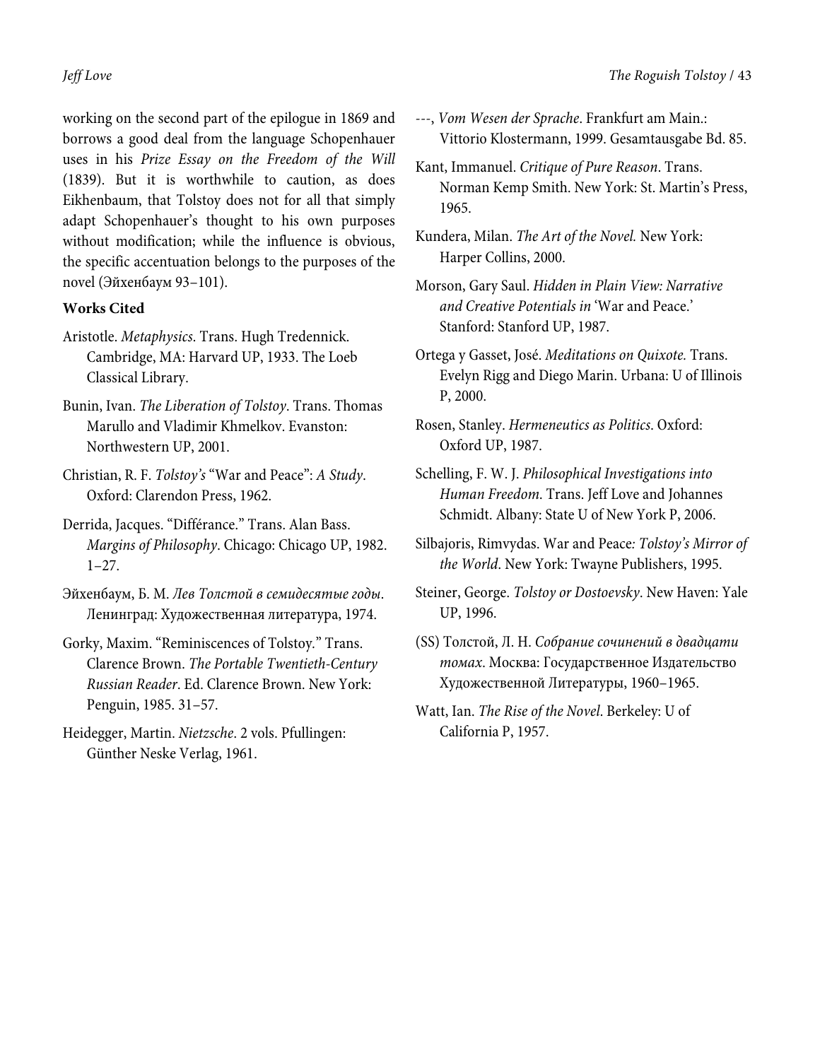working on the second part of the epilogue in 1869 and borrows a good deal from the language Schopenhauer uses in his *Prize Essay on the Freedom of the Will* (1839). But it is worthwhile to caution, as does Eikhenbaum, that Tolstoy does not for all that simply adapt Schopenhauer's thought to his own purposes without modification; while the influence is obvious, the specific accentuation belongs to the purposes of the novel (Эйхенбаум 93–101).

**Works Cited**

Aristotle. *Metaphysics*. Trans. Hugh Tredennick. Cambridge, MA: Harvard UP, 1933. The Loeb Classical Library.

Bunin, Ivan. *The Liberation of Tolstoy*. Trans. Thomas Marullo and Vladimir Khmelkov. Evanston: Northwestern UP, 2001.

Christian, R. F. *Tolstoy's* "War and Peace": *A Study*. Oxford: Clarendon Press, 1962.

Derrida, Jacques. "Différance." Trans. Alan Bass. *Margins of Philosophy*. Chicago: Chicago UP, 1982. 1–27.

Эйхенбаум, Б. М. *Лев Толстой в семидесятые годы*. Ленинград: Художественная литература, 1974.

Gorky, Maxim. "Reminiscences of Tolstoy." Trans. Clarence Brown. *The Portable Twentieth-Century Russian Reader*. Ed. Clarence Brown. New York: Penguin, 1985. 31–57.

Heidegger, Martin. *Nietzsche*. 2 vols. Pfullingen: Günther Neske Verlag, 1961.

---, *Vom Wesen der Sprache*. Frankfurt am Main.: Vittorio Klostermann, 1999. Gesamtausgabe Bd. 85.

Kant, Immanuel. *Critique of Pure Reason*. Trans. Norman Kemp Smith. New York: St. Martin's Press, 1965.

Kundera, Milan. *The Art of the Novel.* New York: Harper Collins, 2000.

Morson, Gary Saul. *Hidden in Plain View: Narrative and Creative Potentials in* 'War and Peace.' Stanford: Stanford UP, 1987.

Ortega y Gasset, José. *Meditations on Quixote.* Trans. Evelyn Rigg and Diego Marin. Urbana: U of Illinois P, 2000.

Rosen, Stanley. *Hermeneutics as Politics*. Oxford: Oxford UP, 1987.

Schelling, F. W. J. *Philosophical Investigations into Human Freedom*. Trans. Jeff Love and Johannes Schmidt. Albany: State U of New York P, 2006.

Silbajoris, Rimvydas. War and Peace*: Tolstoy's Mirror of the World*. New York: Twayne Publishers, 1995.

Steiner, George. *Tolstoy or Dostoevsky*. New Haven: Yale UP, 1996.

(SS) Толстой, Л. Н. *Собрание сочинений в двадцати томах*. Москва: Государственное Издательство Художественной Литературы, 1960–1965.

Watt, Ian. *The Rise of the Novel*. Berkeley: U of California P, 1957.